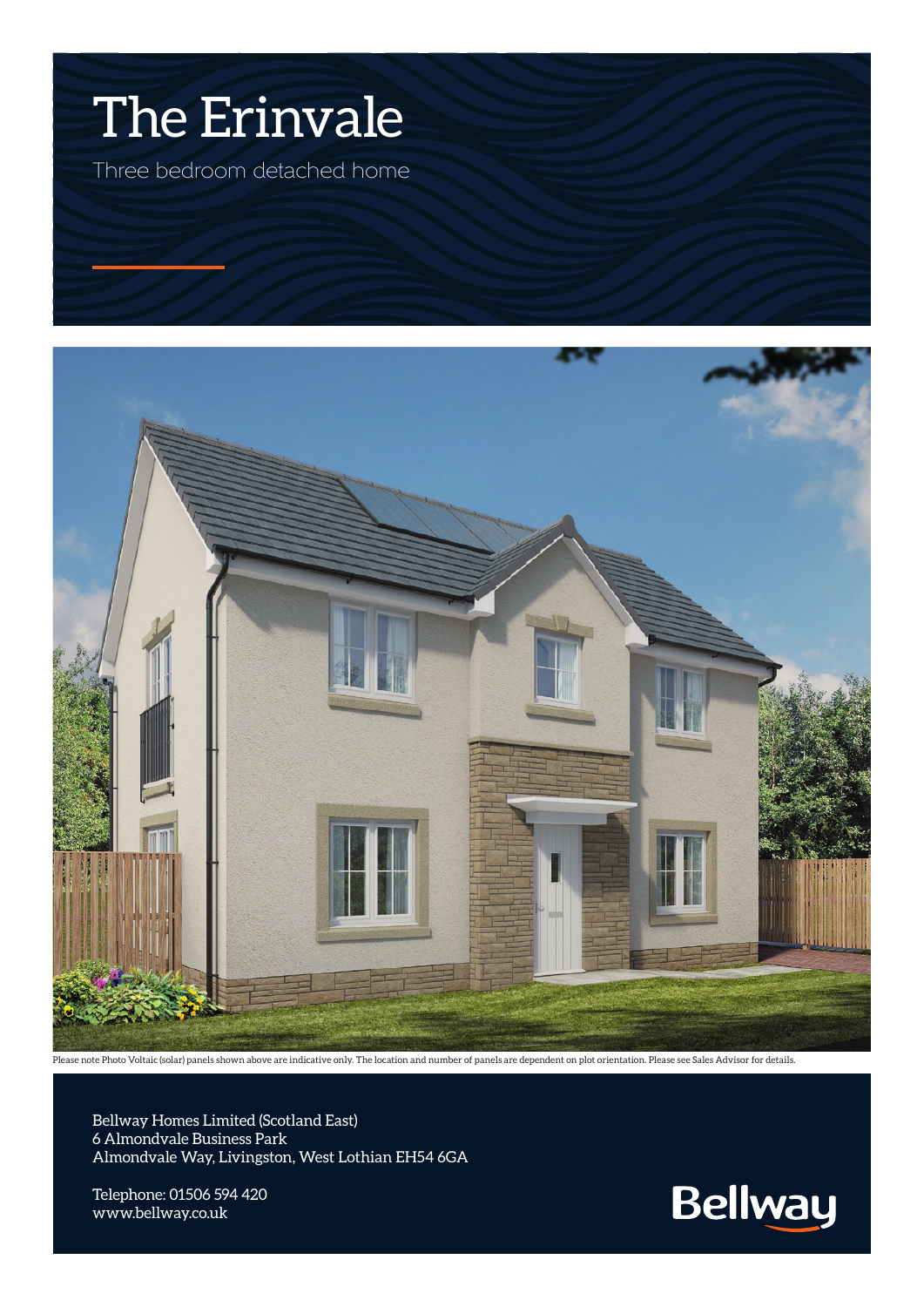# The Erinvale

Three bedroom detached home

Please note Photo Voltaic (solar) panels shown above are indicative only. The location and number of panels are dependent on plot orientation. Please see Sales Advisor for details.

Bellway Homes Limited (Scotland East)
6 Almondvale Business Park
Almondvale Way, Livingston, West Lothian EH54 6GA

Telephone: 01506 594 420
www.bellway.co.uk

Bellway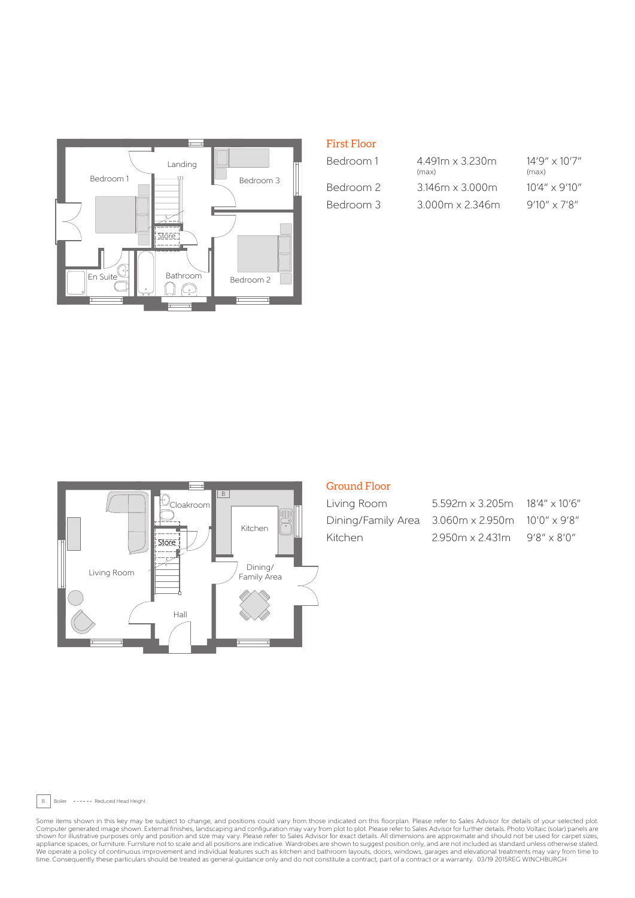## First Floor

| | | |
|---|---|---|
| Bedroom 1 | 4.491m x 3.230m (max) | 14'9" x 10'7" (max) |
| Bedroom 2 | 3.146m x 3.000m | 10'4" x 9'10" |
| Bedroom 3 | 3.000m x 2.346m | 9'10" x 7'8" |

Landing
Bedroom 1
Bedroom 3
Store
En Suite
Bathroom
Bedroom 2

## Ground Floor

| | | |
|---|---|---|
| Living Room | 5.592m x 3.205m | 18'4" x 10'6" |
| Dining/Family Area | 3.060m x 2.950m | 10'0" x 9'8" |
| Kitchen | 2.950m x 2.431m | 9'8" x 8'0" |

B
Cloakroom
Kitchen
Store
Living Room
Dining/ Family Area
Hall

B Boiler - - - - - - Reduced Head Height

Some items shown in this key may be subject to change, and positions could vary from those indicated on this floorplan. Please refer to Sales Advisor for details of your selected plot. Computer generated image shown. External finishes, landscaping and configuration may vary from plot to plot. Please refer to Sales Advisor for further details. Photo Voltaic (solar) panels are shown for illustrative purposes only and position and size may vary. Please refer to Sales Advisor for exact details. All dimensions are approximate and should not be used for carpet sizes, appliance spaces, or furniture. Furniture not to scale and all positions are indicative. Wardrobes are shown to suggest position only, and are not included as standard unless otherwise stated. We operate a policy of continuous improvement and individual features such as kitchen and bathroom layouts, doors, windows, garages and elevational treatments may vary from time to time. Consequently these particulars should be treated as general guidance only and do not constitute a contract, part of a contract or a warranty. 03/19 2015REG WINCHBURGH